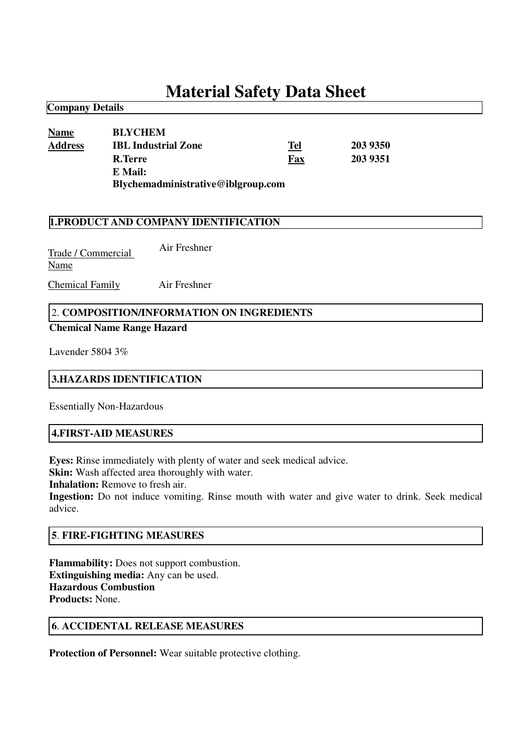# Material Safety Data Sheet

**Company Details**

| | | | |
|---|---|---|---|
| **Name** | **BLYCHEM** | | |
| **Address** | **IBL Industrial Zone** | **Tel** | **203 9350** |
| | **R.Terre** | **Fax** | **203 9351** |
| | **E Mail: Blychemadministrative@iblgroup.com** | | |

## 1.PRODUCT AND COMPANY IDENTIFICATION

Trade / Commercial Name: Air Freshner

Chemical Family: Air Freshner

## 2. COMPOSITION/INFORMATION ON INGREDIENTS

**Chemical Name Range Hazard**

Lavender 5804 3%

## 3.HAZARDS IDENTIFICATION

Essentially Non-Hazardous

## 4.FIRST-AID MEASURES

**Eyes:** Rinse immediately with plenty of water and seek medical advice.
**Skin:** Wash affected area thoroughly with water.
**Inhalation:** Remove to fresh air.
**Ingestion:** Do not induce vomiting. Rinse mouth with water and give water to drink. Seek medical advice.

## 5. FIRE-FIGHTING MEASURES

**Flammability:** Does not support combustion.
**Extinguishing media:** Any can be used.
**Hazardous Combustion Products:** None.

## 6. ACCIDENTAL RELEASE MEASURES

**Protection of Personnel:** Wear suitable protective clothing.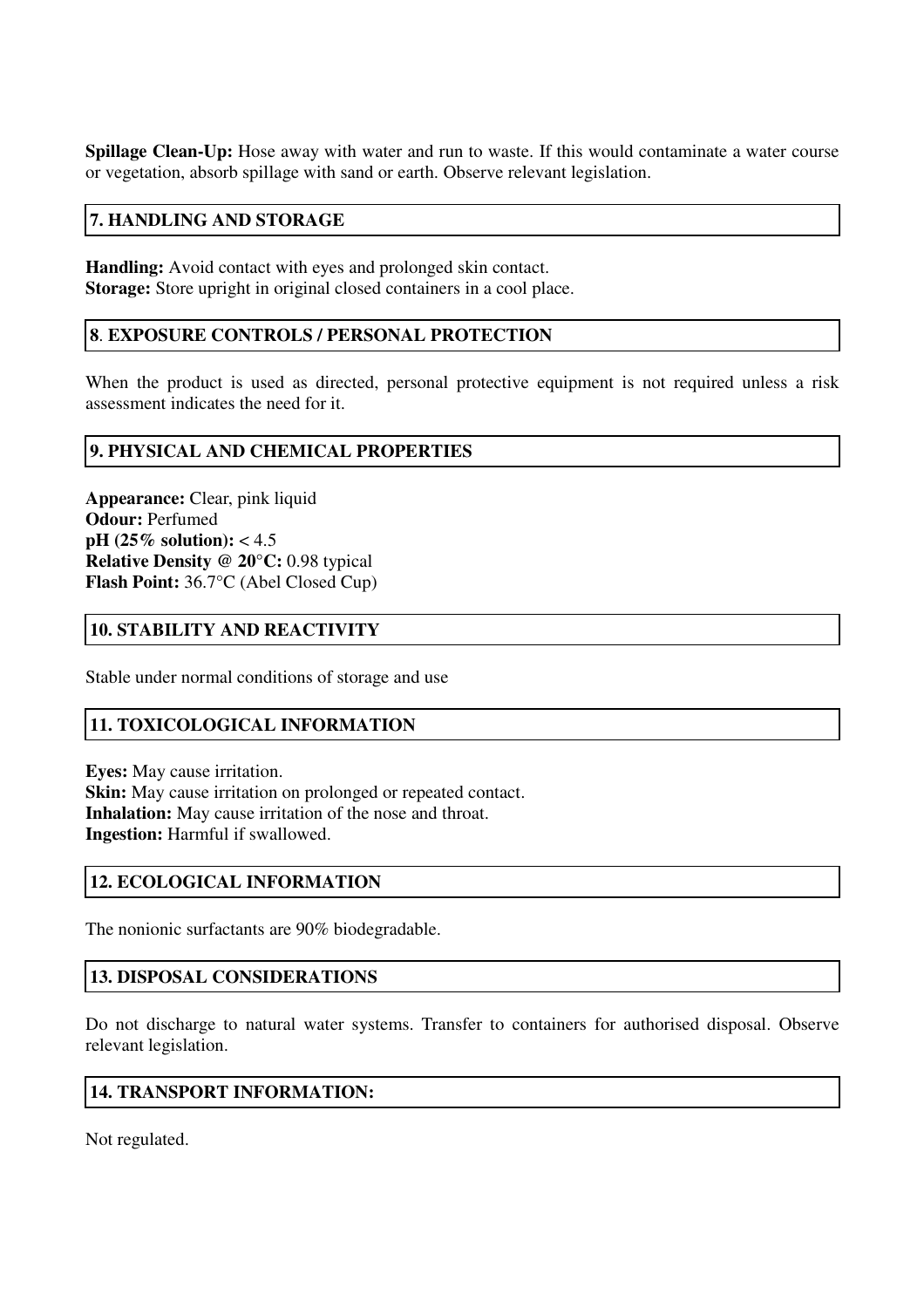**Spillage Clean-Up:** Hose away with water and run to waste. If this would contaminate a water course or vegetation, absorb spillage with sand or earth. Observe relevant legislation.

## 7. HANDLING AND STORAGE

**Handling:** Avoid contact with eyes and prolonged skin contact.
**Storage:** Store upright in original closed containers in a cool place.

## 8. EXPOSURE CONTROLS / PERSONAL PROTECTION

When the product is used as directed, personal protective equipment is not required unless a risk assessment indicates the need for it.

## 9. PHYSICAL AND CHEMICAL PROPERTIES

**Appearance:** Clear, pink liquid
**Odour:** Perfumed
**pH (25% solution):** < 4.5
**Relative Density @ 20°C:** 0.98 typical
**Flash Point:** 36.7°C (Abel Closed Cup)

## 10. STABILITY AND REACTIVITY

Stable under normal conditions of storage and use

## 11. TOXICOLOGICAL INFORMATION

**Eyes:** May cause irritation.
**Skin:** May cause irritation on prolonged or repeated contact.
**Inhalation:** May cause irritation of the nose and throat.
**Ingestion:** Harmful if swallowed.

## 12. ECOLOGICAL INFORMATION

The nonionic surfactants are 90% biodegradable.

## 13. DISPOSAL CONSIDERATIONS

Do not discharge to natural water systems. Transfer to containers for authorised disposal. Observe relevant legislation.

## 14. TRANSPORT INFORMATION:

Not regulated.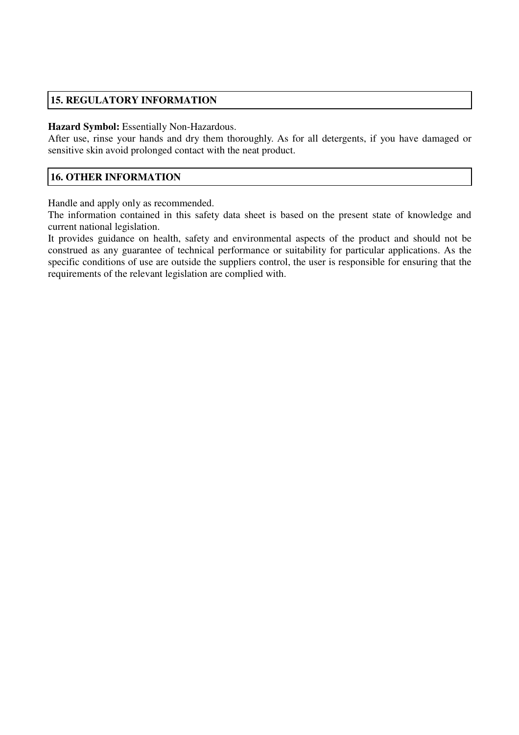## 15. REGULATORY INFORMATION

**Hazard Symbol:** Essentially Non-Hazardous.
After use, rinse your hands and dry them thoroughly. As for all detergents, if you have damaged or sensitive skin avoid prolonged contact with the neat product.

## 16. OTHER INFORMATION

Handle and apply only as recommended.
The information contained in this safety data sheet is based on the present state of knowledge and current national legislation.
It provides guidance on health, safety and environmental aspects of the product and should not be construed as any guarantee of technical performance or suitability for particular applications. As the specific conditions of use are outside the suppliers control, the user is responsible for ensuring that the requirements of the relevant legislation are complied with.